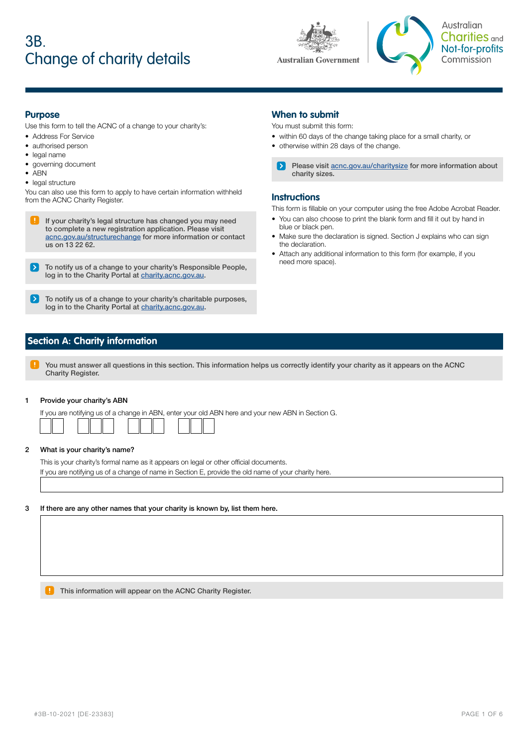# 3B. Change of charity details

Australian Government

Australian Charities and Not-for-profits Commission

## Purpose

Use this form to tell the ACNC of a change to your charity's:

- Address For Service
- authorised person
- legal name
- governing document
- ABN
- legal structure

You can also use this form to apply to have certain information withheld from the ACNC Charity Register.

> **If your charity's legal structure has changed you may need to complete a new registration application. Please visit acnc.gov.au/structurechange for more information or contact us on 13 22 62.**

> To notify us of a change to your charity's Responsible People, log in to the Charity Portal at charity.acnc.gov.au.

> To notify us of a change to your charity's charitable purposes, log in to the Charity Portal at charity.acnc.gov.au.

## When to submit

You must submit this form:

- within 60 days of the change taking place for a small charity, or
- otherwise within 28 days of the change.

> Please visit acnc.gov.au/charitysize for more information about charity sizes.

## Instructions

This form is fillable on your computer using the free Adobe Acrobat Reader.

- You can also choose to print the blank form and fill it out by hand in blue or black pen.
- Make sure the declaration is signed. Section J explains who can sign the declaration.
- Attach any additional information to this form (for example, if you need more space).

## Section A: Charity information

> **You must answer all questions in this section. This information helps us correctly identify your charity as it appears on the ACNC Charity Register.**

**1 Provide your charity's ABN**

If you are notifying us of a change in ABN, enter your old ABN here and your new ABN in Section G.

☐☐ ☐☐☐ ☐☐☐ ☐☐☐

**2 What is your charity's name?**

This is your charity's formal name as it appears on legal or other official documents.
If you are notifying us of a change of name in Section E, provide the old name of your charity here.

______________________________

**3 If there are any other names that your charity is known by, list them here.**

______________________________

> This information will appear on the ACNC Charity Register.

#3B-10-2021 [DE-23383]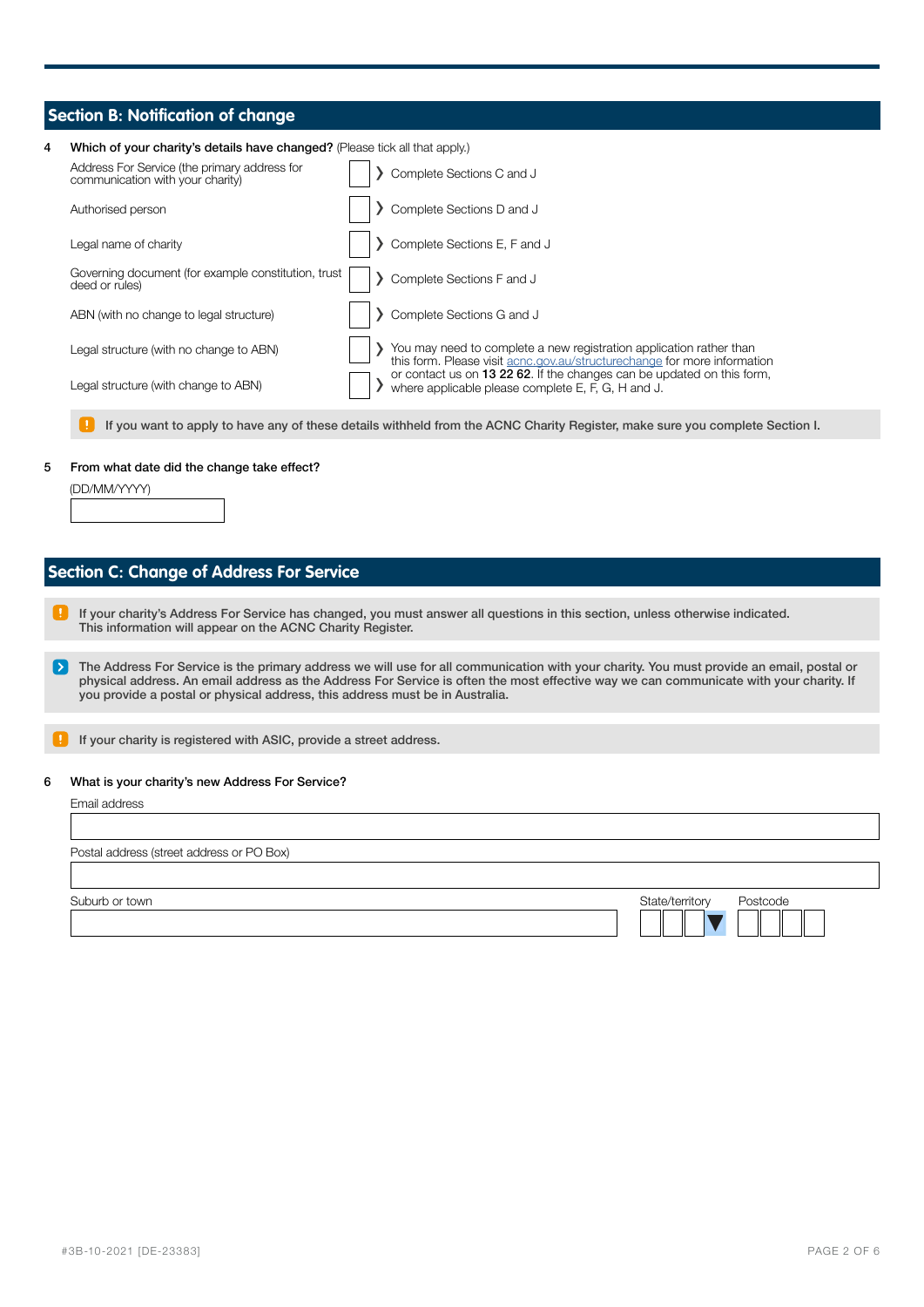## Section B: Notification of change

**4 Which of your charity's details have changed?** (Please tick all that apply.)

| Detail | Tick | Action |
|---|---|---|
| Address For Service (the primary address for communication with your charity) | ☐ | ❯ Complete Sections C and J |
| Authorised person | ☐ | ❯ Complete Sections D and J |
| Legal name of charity | ☐ | ❯ Complete Sections E, F and J |
| Governing document (for example constitution, trust deed or rules) | ☐ | ❯ Complete Sections F and J |
| ABN (with no change to legal structure) | ☐ | ❯ Complete Sections G and J |
| Legal structure (with no change to ABN) | ☐ | ❯ You may need to complete a new registration application rather than this form. Please visit acnc.gov.au/structurechange for more information or contact us on **13 22 62**. If the changes can be updated on this form, where applicable please complete E, F, G, H and J. |
| Legal structure (with change to ABN) | ☐ | |

**!** If you want to apply to have any of these details withheld from the ACNC Charity Register, make sure you complete Section I.

**5 From what date did the change take effect?**

(DD/MM/YYYY)

______________________

## Section C: Change of Address For Service

**!** If your charity's Address For Service has changed, you must answer all questions in this section, unless otherwise indicated. This information will appear on the ACNC Charity Register.

**>** The Address For Service is the primary address we will use for all communication with your charity. You must provide an email, postal or physical address. An email address as the Address For Service is often the most effective way we can communicate with your charity. If you provide a postal or physical address, this address must be in Australia.

**!** If your charity is registered with ASIC, provide a street address.

**6 What is your charity's new Address For Service?**

Email address

______________________

Postal address (street address or PO Box)

______________________

Suburb or town ______________________ State/territory ☐☐☐ Postcode ☐☐☐☐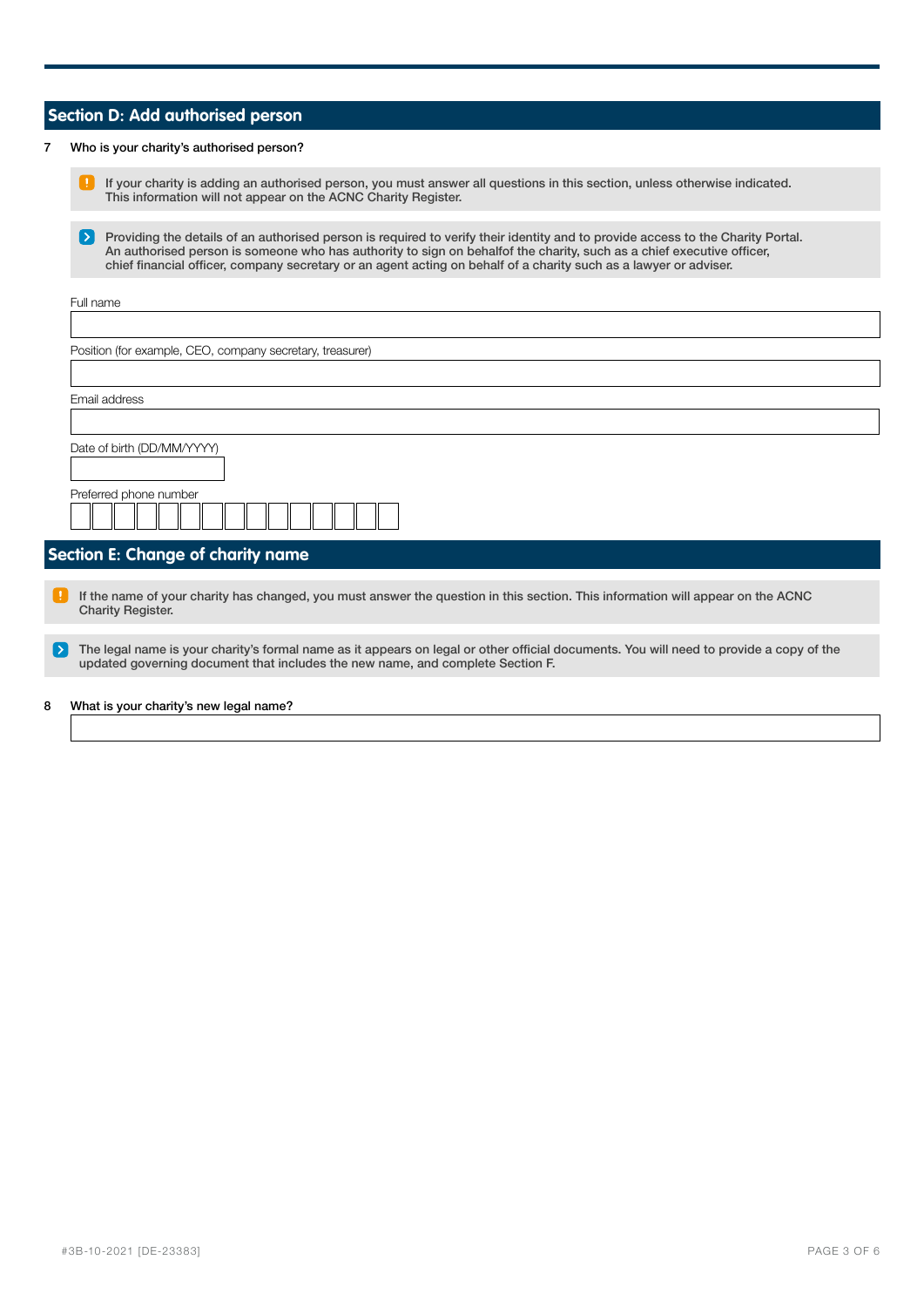## Section D: Add authorised person

**7 Who is your charity's authorised person?**

> If your charity is adding an authorised person, you must answer all questions in this section, unless otherwise indicated. This information will not appear on the ACNC Charity Register.

> Providing the details of an authorised person is required to verify their identity and to provide access to the Charity Portal. An authorised person is someone who has authority to sign on behalfof the charity, such as a chief executive officer, chief financial officer, company secretary or an agent acting on behalf of a charity such as a lawyer or adviser.

Full name

Position (for example, CEO, company secretary, treasurer)

Email address

Date of birth (DD/MM/YYYY)

Preferred phone number

## Section E: Change of charity name

> If the name of your charity has changed, you must answer the question in this section. This information will appear on the ACNC Charity Register.

> The legal name is your charity's formal name as it appears on legal or other official documents. You will need to provide a copy of the updated governing document that includes the new name, and complete Section F.

**8 What is your charity's new legal name?**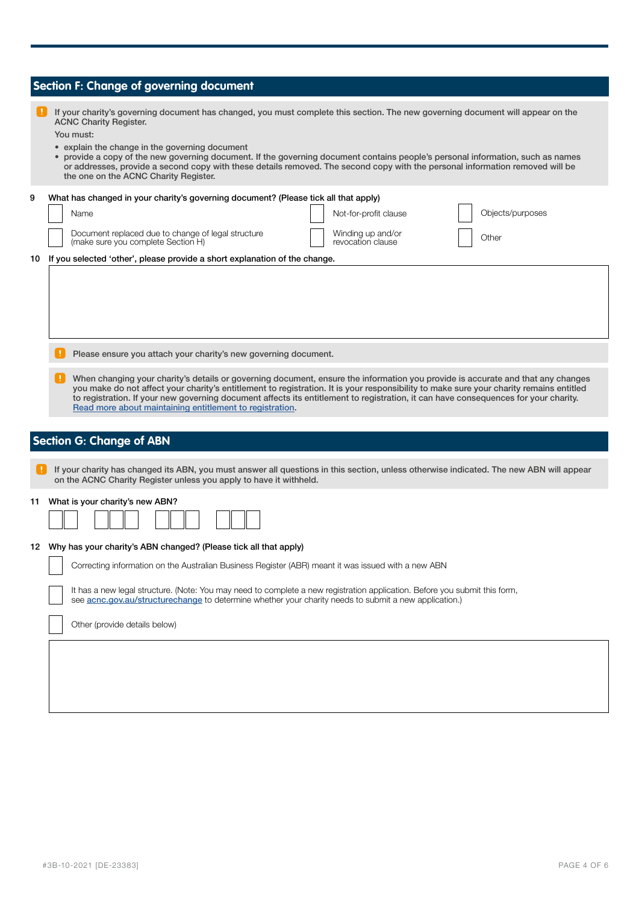## Section F: Change of governing document

> If your charity's governing document has changed, you must complete this section. The new governing document will appear on the ACNC Charity Register.
>
> You must:
>
> - explain the change in the governing document
> - provide a copy of the new governing document. If the governing document contains people's personal information, such as names or addresses, provide a second copy with these details removed. The second copy with the personal information removed will be the one on the ACNC Charity Register.

**9** What has changed in your charity's governing document? (Please tick all that apply)

- ☐ Name
- ☐ Not-for-profit clause
- ☐ Objects/purposes
- ☐ Document replaced due to change of legal structure (make sure you complete Section H)
- ☐ Winding up and/or revocation clause
- ☐ Other

**10** If you selected 'other', please provide a short explanation of the change.

> Please ensure you attach your charity's new governing document.

> When changing your charity's details or governing document, ensure the information you provide is accurate and that any changes you make do not affect your charity's entitlement to registration. It is your responsibility to make sure your charity remains entitled to registration. If your new governing document affects its entitlement to registration, it can have consequences for your charity. Read more about maintaining entitlement to registration.

## Section G: Change of ABN

> If your charity has changed its ABN, you must answer all questions in this section, unless otherwise indicated. The new ABN will appear on the ACNC Charity Register unless you apply to have it withheld.

**11** What is your charity's new ABN?

**12** Why has your charity's ABN changed? (Please tick all that apply)

- ☐ Correcting information on the Australian Business Register (ABR) meant it was issued with a new ABN
- ☐ It has a new legal structure. (Note: You may need to complete a new registration application. Before you submit this form, see acnc.gov.au/structurechange to determine whether your charity needs to submit a new application.)
- ☐ Other (provide details below)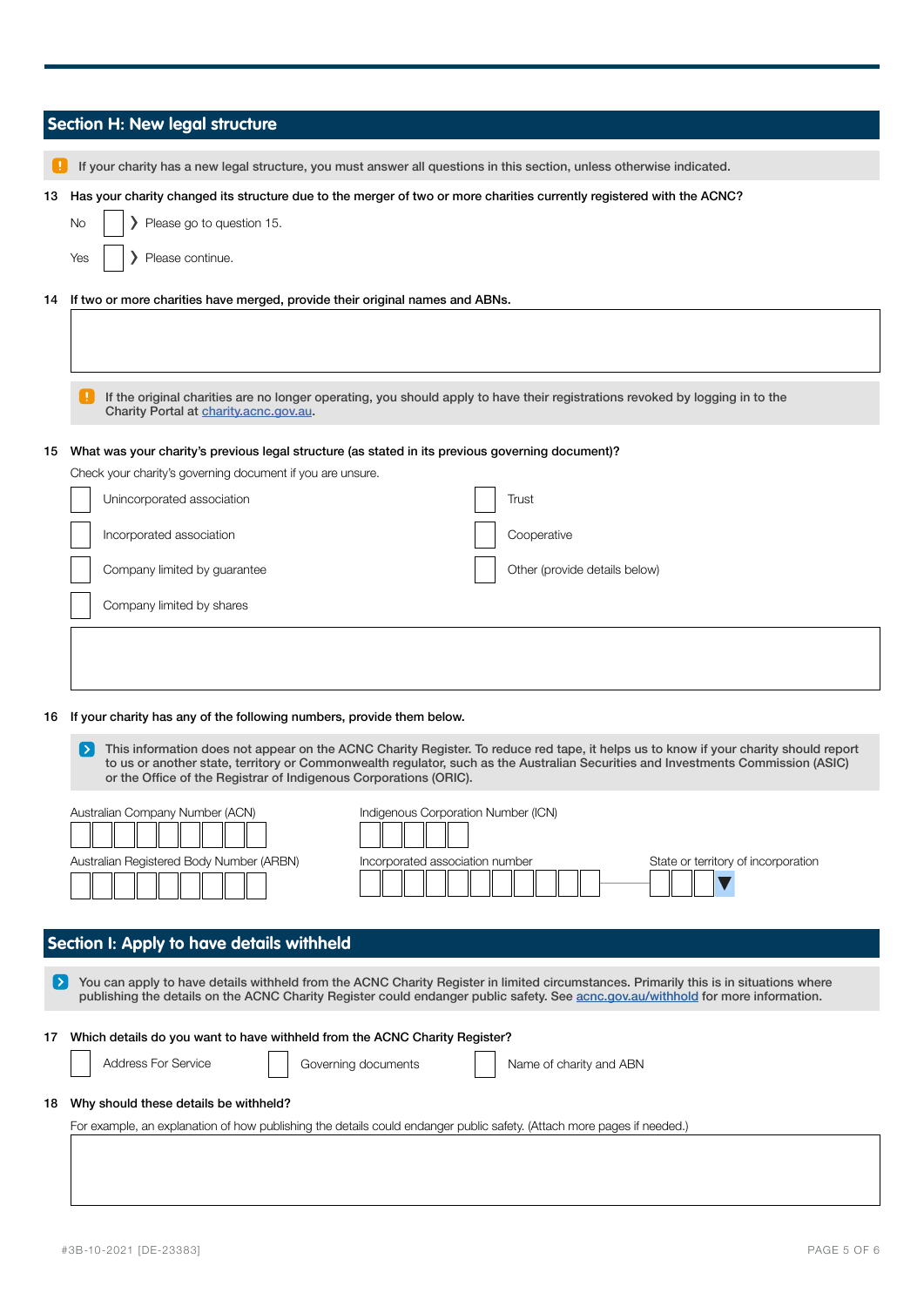## Section H: New legal structure

> ! If your charity has a new legal structure, you must answer all questions in this section, unless otherwise indicated.

**13 Has your charity changed its structure due to the merger of two or more charities currently registered with the ACNC?**

- No ☐ › Please go to question 15.
- Yes ☐ › Please continue.

**14 If two or more charities have merged, provide their original names and ABNs.**

&nbsp;

> ! If the original charities are no longer operating, you should apply to have their registrations revoked by logging in to the Charity Portal at [charity.acnc.gov.au](charity.acnc.gov.au).

**15 What was your charity's previous legal structure (as stated in its previous governing document)?**

Check your charity's governing document if you are unsure.

- ☐ Unincorporated association
- ☐ Incorporated association
- ☐ Company limited by guarantee
- ☐ Company limited by shares
- ☐ Trust
- ☐ Cooperative
- ☐ Other (provide details below)

&nbsp;

**16 If your charity has any of the following numbers, provide them below.**

> › This information does not appear on the ACNC Charity Register. To reduce red tape, it helps us to know if your charity should report to us or another state, territory or Commonwealth regulator, such as the Australian Securities and Investments Commission (ASIC) or the Office of the Registrar of Indigenous Corporations (ORIC).

Australian Company Number (ACN)

Indigenous Corporation Number (ICN)

Australian Registered Body Number (ARBN)

Incorporated association number

State or territory of incorporation

## Section I: Apply to have details withheld

> › You can apply to have details withheld from the ACNC Charity Register in limited circumstances. Primarily this is in situations where publishing the details on the ACNC Charity Register could endanger public safety. See [acnc.gov.au/withhold](acnc.gov.au/withhold) for more information.

**17 Which details do you want to have withheld from the ACNC Charity Register?**

- ☐ Address For Service
- ☐ Governing documents
- ☐ Name of charity and ABN

**18 Why should these details be withheld?**

For example, an explanation of how publishing the details could endanger public safety. (Attach more pages if needed.)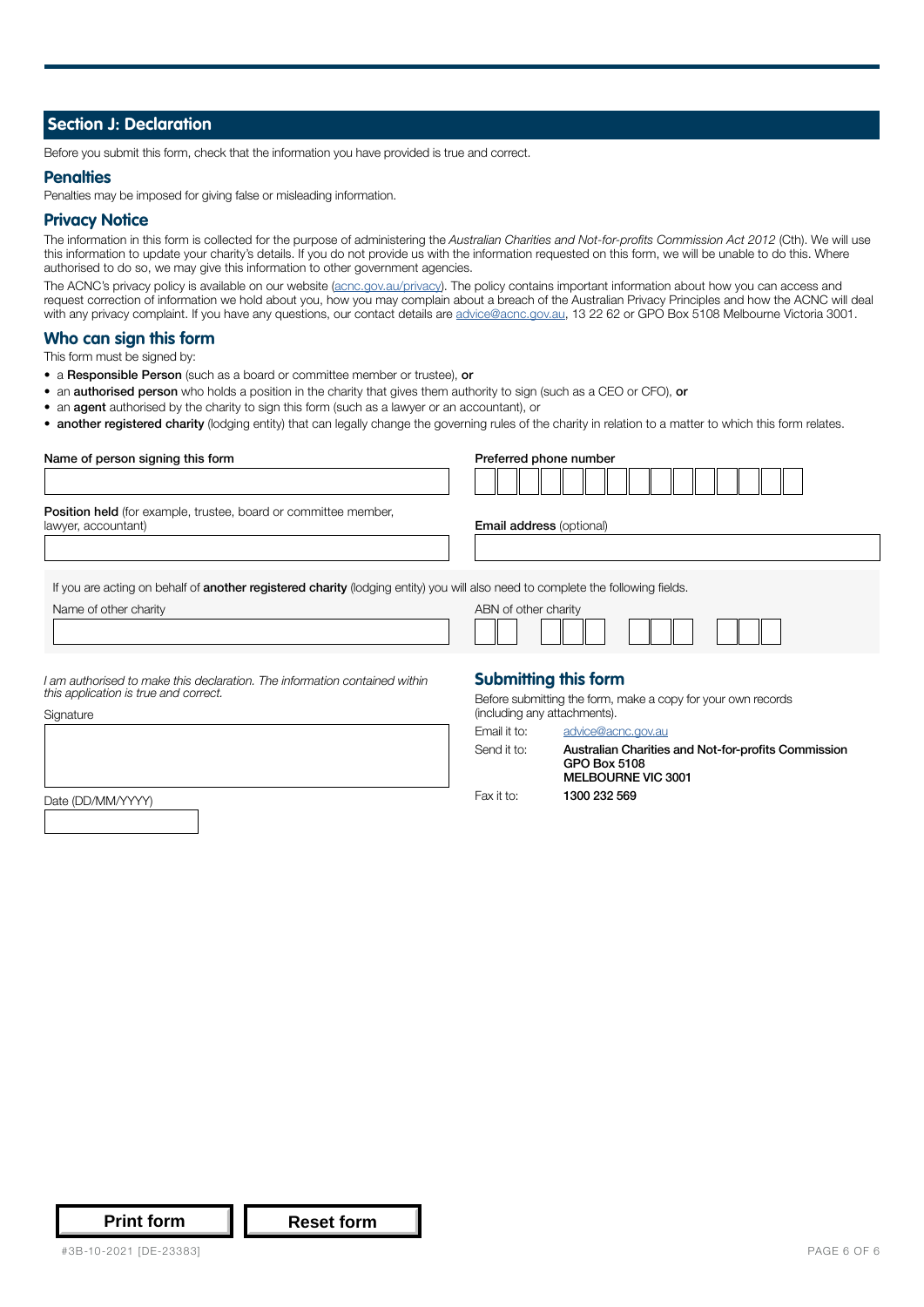## Section J: Declaration

Before you submit this form, check that the information you have provided is true and correct.

### Penalties

Penalties may be imposed for giving false or misleading information.

### Privacy Notice

The information in this form is collected for the purpose of administering the *Australian Charities and Not-for-profits Commission Act 2012* (Cth). We will use this information to update your charity's details. If you do not provide us with the information requested on this form, we will be unable to do this. Where authorised to do so, we may give this information to other government agencies.

The ACNC's privacy policy is available on our website (acnc.gov.au/privacy). The policy contains important information about how you can access and request correction of information we hold about you, how you may complain about a breach of the Australian Privacy Principles and how the ACNC will deal with any privacy complaint. If you have any questions, our contact details are advice@acnc.gov.au, 13 22 62 or GPO Box 5108 Melbourne Victoria 3001.

### Who can sign this form

This form must be signed by:

- a **Responsible Person** (such as a board or committee member or trustee), **or**
- an **authorised person** who holds a position in the charity that gives them authority to sign (such as a CEO or CFO), **or**
- an **agent** authorised by the charity to sign this form (such as a lawyer or an accountant), or
- **another registered charity** (lodging entity) that can legally change the governing rules of the charity in relation to a matter to which this form relates.

**Name of person signing this form**

**Preferred phone number**

**Position held** (for example, trustee, board or committee member, lawyer, accountant)

**Email address** (optional)

If you are acting on behalf of **another registered charity** (lodging entity) you will also need to complete the following fields.

Name of other charity

ABN of other charity

*I am authorised to make this declaration. The information contained within this application is true and correct.*

Signature

Date (DD/MM/YYYY)

### Submitting this form

Before submitting the form, make a copy for your own records (including any attachments).

| | |
|---|---|
| Email it to: | advice@acnc.gov.au |
| Send it to: | **Australian Charities and Not-for-profits Commission GPO Box 5108 MELBOURNE VIC 3001** |
| Fax it to: | **1300 232 569** |

**Print form** **Reset form**

#3B-10-2021 [DE-23383]